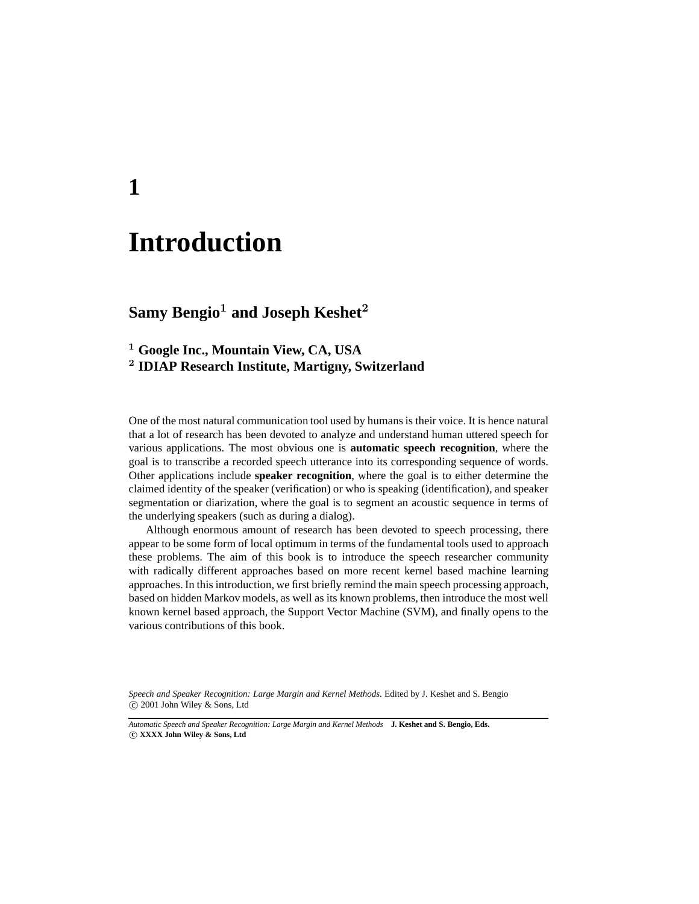# 1

# Introduction

**Samy Bengio[1] and Joseph Keshet[2]**

**[1] Google Inc., Mountain View, CA, USA**
**[2] IDIAP Research Institute, Martigny, Switzerland**

One of the most natural communication tool used by humans is their voice. It is hence natural that a lot of research has been devoted to analyze and understand human uttered speech for various applications. The most obvious one is **automatic speech recognition**, where the goal is to transcribe a recorded speech utterance into its corresponding sequence of words. Other applications include **speaker recognition**, where the goal is to either determine the claimed identity of the speaker (verification) or who is speaking (identification), and speaker segmentation or diarization, where the goal is to segment an acoustic sequence in terms of the underlying speakers (such as during a dialog).

Although enormous amount of research has been devoted to speech processing, there appear to be some form of local optimum in terms of the fundamental tools used to approach these problems. The aim of this book is to introduce the speech researcher community with radically different approaches based on more recent kernel based machine learning approaches. In this introduction, we first briefly remind the main speech processing approach, based on hidden Markov models, as well as its known problems, then introduce the most well known kernel based approach, the Support Vector Machine (SVM), and finally opens to the various contributions of this book.

*Speech and Speaker Recognition: Large Margin and Kernel Methods*. Edited by J. Keshet and S. Bengio
© 2001 John Wiley & Sons, Ltd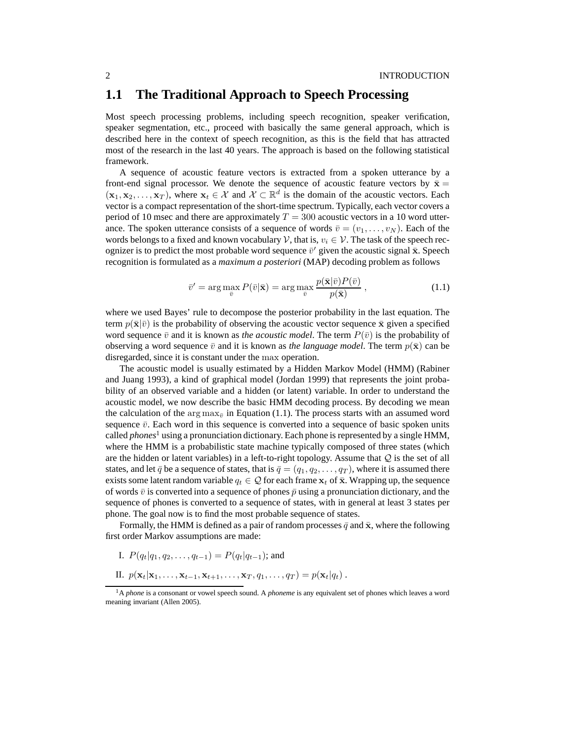## 1.1 The Traditional Approach to Speech Processing

Most speech processing problems, including speech recognition, speaker verification, speaker segmentation, etc., proceed with basically the same general approach, which is described here in the context of speech recognition, as this is the field that has attracted most of the research in the last 40 years. The approach is based on the following statistical framework.

A sequence of acoustic feature vectors is extracted from a spoken utterance by a front-end signal processor. We denote the sequence of acoustic feature vectors by $\bar{\mathbf{x}} = (\mathbf{x}_1, \mathbf{x}_2, \ldots, \mathbf{x}_T)$, where $\mathbf{x}_t \in \mathcal{X}$ and $\mathcal{X} \subset \mathbb{R}^d$ is the domain of the acoustic vectors. Each vector is a compact representation of the short-time spectrum. Typically, each vector covers a period of 10 msec and there are approximately $T = 300$ acoustic vectors in a 10 word utterance. The spoken utterance consists of a sequence of words $\bar{v} = (v_1, \ldots, v_N)$. Each of the words belongs to a fixed and known vocabulary $\mathcal{V}$, that is, $v_i \in \mathcal{V}$. The task of the speech recognizer is to predict the most probable word sequence $\bar{v}'$ given the acoustic signal $\bar{\mathbf{x}}$. Speech recognition is formulated as a *maximum a posteriori* (MAP) decoding problem as follows

$$\bar{v}' = \arg\max_{\bar{v}} P(\bar{v}|\bar{\mathbf{x}}) = \arg\max_{\bar{v}} \frac{p(\bar{\mathbf{x}}|\bar{v})P(\bar{v})}{p(\bar{\mathbf{x}})}\,, \tag{1.1}$$

where we used Bayes' rule to decompose the posterior probability in the last equation. The term $p(\bar{\mathbf{x}}|\bar{v})$ is the probability of observing the acoustic vector sequence $\bar{\mathbf{x}}$ given a specified word sequence $\bar{v}$ and it is known as *the acoustic model*. The term $P(\bar{v})$ is the probability of observing a word sequence $\bar{v}$ and it is known as *the language model*. The term $p(\bar{\mathbf{x}})$ can be disregarded, since it is constant under the $\max$ operation.

The acoustic model is usually estimated by a Hidden Markov Model (HMM) (Rabiner and Juang 1993), a kind of graphical model (Jordan 1999) that represents the joint probability of an observed variable and a hidden (or latent) variable. In order to understand the acoustic model, we now describe the basic HMM decoding process. By decoding we mean the calculation of the $\arg\max_{\bar{v}}$ in Equation (1.1). The process starts with an assumed word sequence $\bar{v}$. Each word in this sequence is converted into a sequence of basic spoken units called *phones*[1] using a pronunciation dictionary. Each phone is represented by a single HMM, where the HMM is a probabilistic state machine typically composed of three states (which are the hidden or latent variables) in a left-to-right topology. Assume that $\mathcal{Q}$ is the set of all states, and let $\bar{q}$ be a sequence of states, that is $\bar{q} = (q_1, q_2, \ldots, q_T)$, where it is assumed there exists some latent random variable $q_t \in \mathcal{Q}$ for each frame $\mathbf{x}_t$ of $\bar{\mathbf{x}}$. Wrapping up, the sequence of words $\bar{v}$ is converted into a sequence of phones $\bar{p}$ using a pronunciation dictionary, and the sequence of phones is converted to a sequence of states, with in general at least 3 states per phone. The goal now is to find the most probable sequence of states.

Formally, the HMM is defined as a pair of random processes $\bar{q}$ and $\bar{\mathbf{x}}$, where the following first order Markov assumptions are made:

I. $P(q_t|q_1, q_2, \ldots, q_{t-1}) = P(q_t|q_{t-1})$; and

II. $p(\mathbf{x}_t|\mathbf{x}_1, \ldots, \mathbf{x}_{t-1}, \mathbf{x}_{t+1}, \ldots, \mathbf{x}_T, q_1, \ldots, q_T) = p(\mathbf{x}_t|q_t)$.

[1] A *phone* is a consonant or vowel speech sound. A *phoneme* is any equivalent set of phones which leaves a word meaning invariant (Allen 2005).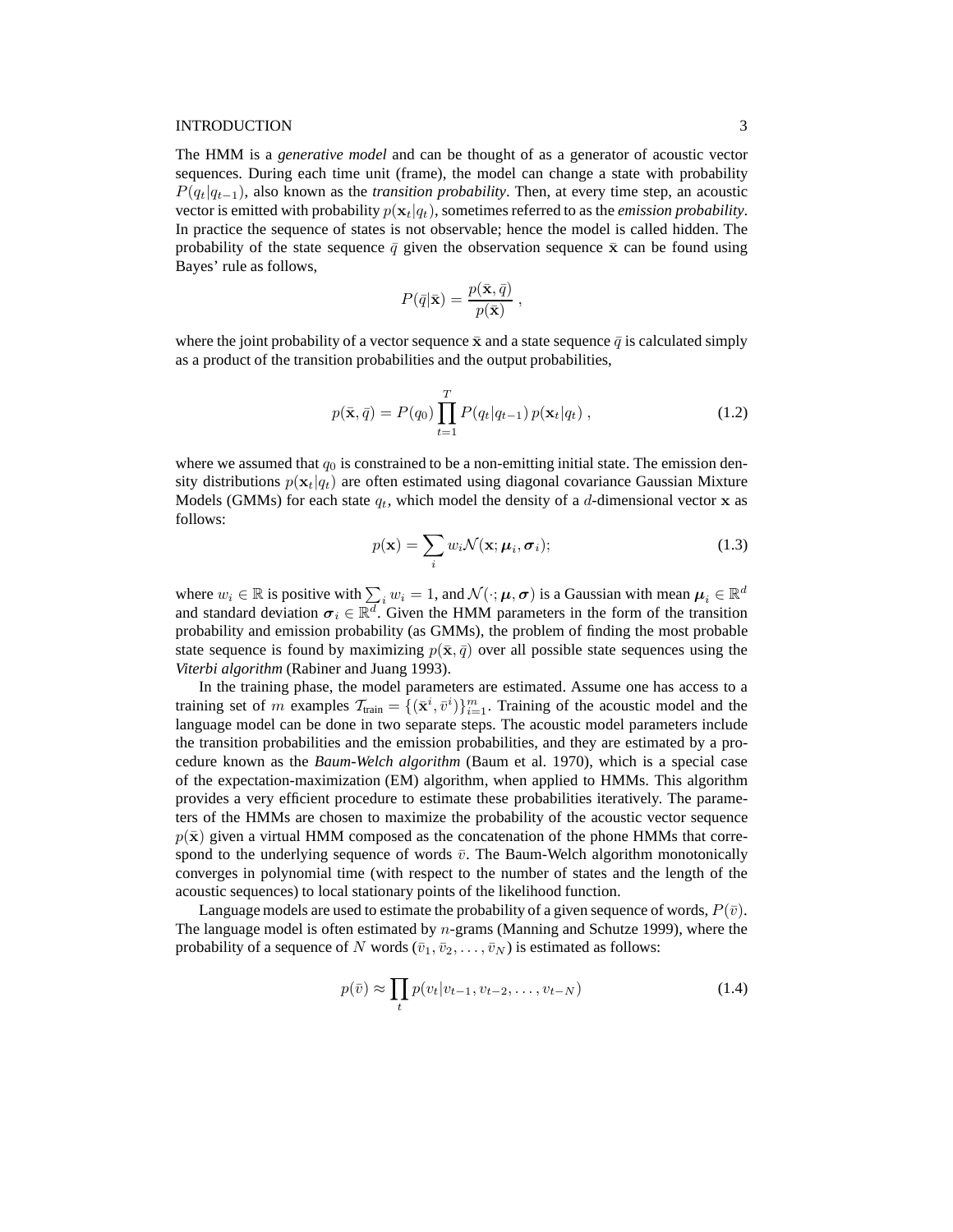The HMM is a *generative model* and can be thought of as a generator of acoustic vector sequences. During each time unit (frame), the model can change a state with probability $P(q_t|q_{t-1})$, also known as the *transition probability*. Then, at every time step, an acoustic vector is emitted with probability $p(\mathbf{x}_t|q_t)$, sometimes referred to as the *emission probability*. In practice the sequence of states is not observable; hence the model is called hidden. The probability of the state sequence $\bar{q}$ given the observation sequence $\bar{\mathbf{x}}$ can be found using Bayes' rule as follows,

$$P(\bar{q}|\bar{\mathbf{x}}) = \frac{p(\bar{\mathbf{x}}, \bar{q})}{p(\bar{\mathbf{x}})} \,,$$

where the joint probability of a vector sequence $\bar{\mathbf{x}}$ and a state sequence $\bar{q}$ is calculated simply as a product of the transition probabilities and the output probabilities,

$$p(\bar{\mathbf{x}}, \bar{q}) = P(q_0) \prod_{t=1}^{T} P(q_t|q_{t-1})\, p(\mathbf{x}_t|q_t) \,, \tag{1.2}$$

where we assumed that $q_0$ is constrained to be a non-emitting initial state. The emission density distributions $p(\mathbf{x}_t|q_t)$ are often estimated using diagonal covariance Gaussian Mixture Models (GMMs) for each state $q_t$, which model the density of a $d$-dimensional vector $\mathbf{x}$ as follows:

$$p(\mathbf{x}) = \sum_i w_i \mathcal{N}(\mathbf{x}; \boldsymbol{\mu}_i, \boldsymbol{\sigma}_i); \tag{1.3}$$

where $w_i \in \mathbb{R}$ is positive with $\sum_i w_i = 1$, and $\mathcal{N}(\cdot; \boldsymbol{\mu}, \boldsymbol{\sigma})$ is a Gaussian with mean $\boldsymbol{\mu}_i \in \mathbb{R}^d$ and standard deviation $\boldsymbol{\sigma}_i \in \mathbb{R}^d$. Given the HMM parameters in the form of the transition probability and emission probability (as GMMs), the problem of finding the most probable state sequence is found by maximizing $p(\bar{\mathbf{x}}, \bar{q})$ over all possible state sequences using the *Viterbi algorithm* (Rabiner and Juang 1993).

In the training phase, the model parameters are estimated. Assume one has access to a training set of $m$ examples $\mathcal{T}_{\text{train}} = \{(\bar{\mathbf{x}}^i, \bar{v}^i)\}_{i=1}^m$. Training of the acoustic model and the language model can be done in two separate steps. The acoustic model parameters include the transition probabilities and the emission probabilities, and they are estimated by a procedure known as the *Baum-Welch algorithm* (Baum et al. 1970), which is a special case of the expectation-maximization (EM) algorithm, when applied to HMMs. This algorithm provides a very efficient procedure to estimate these probabilities iteratively. The parameters of the HMMs are chosen to maximize the probability of the acoustic vector sequence $p(\bar{\mathbf{x}})$ given a virtual HMM composed as the concatenation of the phone HMMs that correspond to the underlying sequence of words $\bar{v}$. The Baum-Welch algorithm monotonically converges in polynomial time (with respect to the number of states and the length of the acoustic sequences) to local stationary points of the likelihood function.

Language models are used to estimate the probability of a given sequence of words, $P(\bar{v})$. The language model is often estimated by $n$-grams (Manning and Schutze 1999), where the probability of a sequence of $N$ words $(\bar{v}_1, \bar{v}_2, \ldots, \bar{v}_N)$ is estimated as follows:

$$p(\bar{v}) \approx \prod_t p(v_t|v_{t-1}, v_{t-2}, \ldots, v_{t-N}) \tag{1.4}$$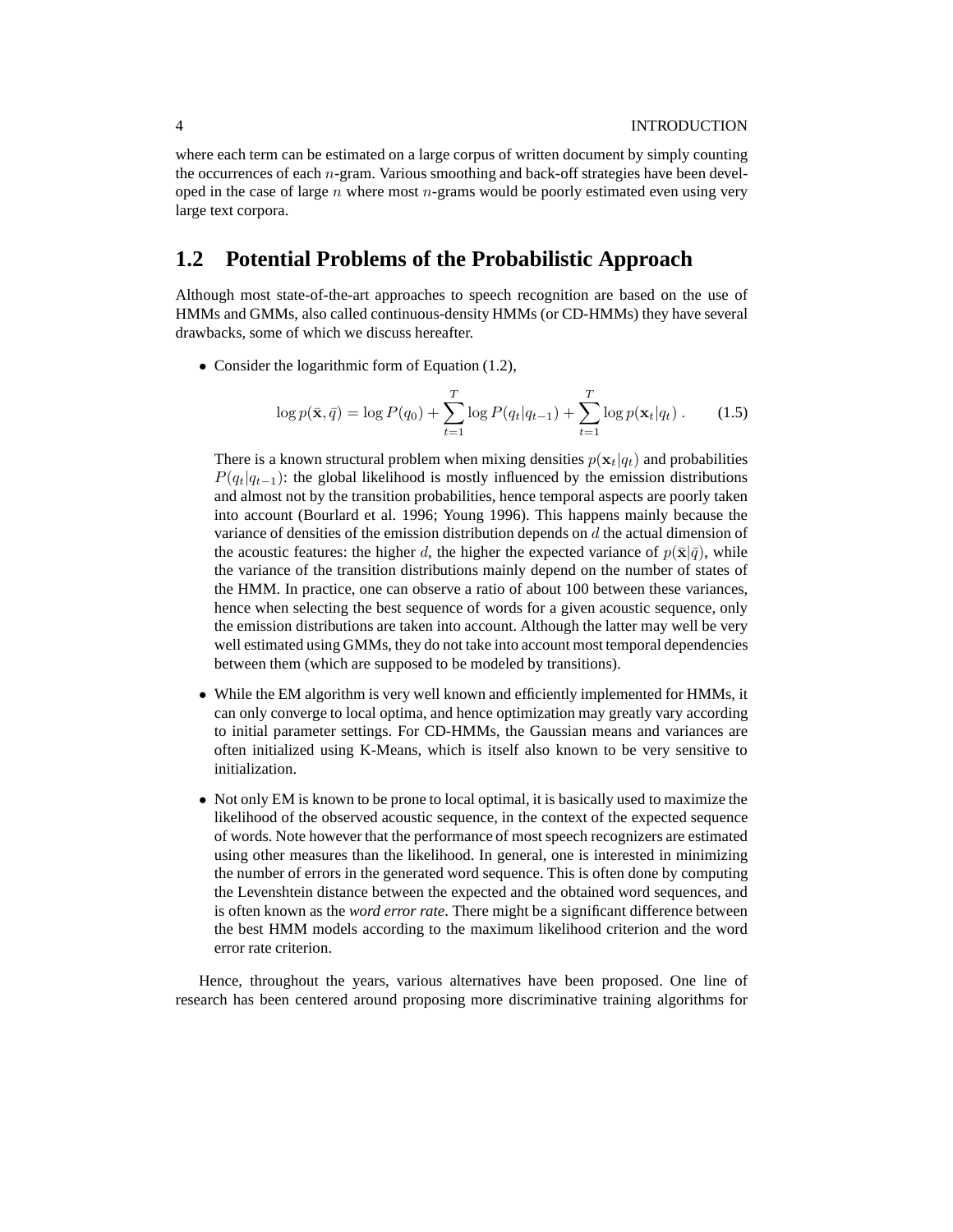where each term can be estimated on a large corpus of written document by simply counting the occurrences of each $n$-gram. Various smoothing and back-off strategies have been developed in the case of large $n$ where most $n$-grams would be poorly estimated even using very large text corpora.

## 1.2 Potential Problems of the Probabilistic Approach

Although most state-of-the-art approaches to speech recognition are based on the use of HMMs and GMMs, also called continuous-density HMMs (or CD-HMMs) they have several drawbacks, some of which we discuss hereafter.

- Consider the logarithmic form of Equation (1.2),

$$\log p(\bar{\mathbf{x}}, \bar{q}) = \log P(q_0) + \sum_{t=1}^{T} \log P(q_t|q_{t-1}) + \sum_{t=1}^{T} \log p(\mathbf{x}_t|q_t)\ . \qquad (1.5)$$

  There is a known structural problem when mixing densities $p(\mathbf{x}_t|q_t)$ and probabilities $P(q_t|q_{t-1})$: the global likelihood is mostly influenced by the emission distributions and almost not by the transition probabilities, hence temporal aspects are poorly taken into account (Bourlard et al. 1996; Young 1996). This happens mainly because the variance of densities of the emission distribution depends on $d$ the actual dimension of the acoustic features: the higher $d$, the higher the expected variance of $p(\bar{\mathbf{x}}|\bar{q})$, while the variance of the transition distributions mainly depend on the number of states of the HMM. In practice, one can observe a ratio of about 100 between these variances, hence when selecting the best sequence of words for a given acoustic sequence, only the emission distributions are taken into account. Although the latter may well be very well estimated using GMMs, they do not take into account most temporal dependencies between them (which are supposed to be modeled by transitions).

- While the EM algorithm is very well known and efficiently implemented for HMMs, it can only converge to local optima, and hence optimization may greatly vary according to initial parameter settings. For CD-HMMs, the Gaussian means and variances are often initialized using K-Means, which is itself also known to be very sensitive to initialization.

- Not only EM is known to be prone to local optimal, it is basically used to maximize the likelihood of the observed acoustic sequence, in the context of the expected sequence of words. Note however that the performance of most speech recognizers are estimated using other measures than the likelihood. In general, one is interested in minimizing the number of errors in the generated word sequence. This is often done by computing the Levenshtein distance between the expected and the obtained word sequences, and is often known as the *word error rate*. There might be a significant difference between the best HMM models according to the maximum likelihood criterion and the word error rate criterion.

Hence, throughout the years, various alternatives have been proposed. One line of research has been centered around proposing more discriminative training algorithms for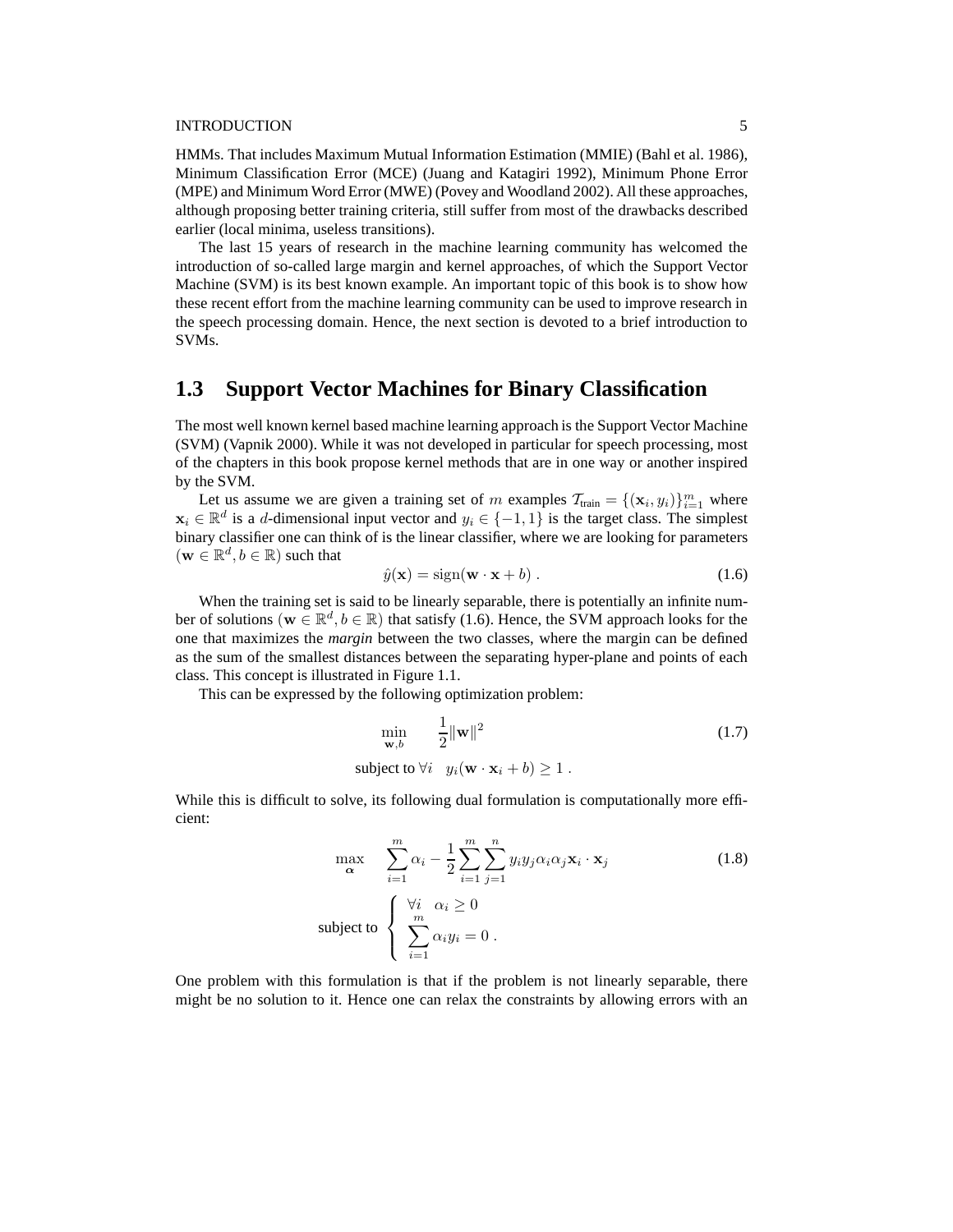HMMs. That includes Maximum Mutual Information Estimation (MMIE) (Bahl et al. 1986), Minimum Classification Error (MCE) (Juang and Katagiri 1992), Minimum Phone Error (MPE) and Minimum Word Error (MWE) (Povey and Woodland 2002). All these approaches, although proposing better training criteria, still suffer from most of the drawbacks described earlier (local minima, useless transitions).

The last 15 years of research in the machine learning community has welcomed the introduction of so-called large margin and kernel approaches, of which the Support Vector Machine (SVM) is its best known example. An important topic of this book is to show how these recent effort from the machine learning community can be used to improve research in the speech processing domain. Hence, the next section is devoted to a brief introduction to SVMs.

## 1.3 Support Vector Machines for Binary Classification

The most well known kernel based machine learning approach is the Support Vector Machine (SVM) (Vapnik 2000). While it was not developed in particular for speech processing, most of the chapters in this book propose kernel methods that are in one way or another inspired by the SVM.

Let us assume we are given a training set of $m$ examples $\mathcal{T}_{\text{train}} = \{(\mathbf{x}_i, y_i)\}_{i=1}^{m}$ where $\mathbf{x}_i \in \mathbb{R}^d$ is a $d$-dimensional input vector and $y_i \in \{-1, 1\}$ is the target class. The simplest binary classifier one can think of is the linear classifier, where we are looking for parameters $(\mathbf{w} \in \mathbb{R}^d, b \in \mathbb{R})$ such that

$$\hat{y}(\mathbf{x}) = \operatorname{sign}(\mathbf{w} \cdot \mathbf{x} + b) \; . \tag{1.6}$$

When the training set is said to be linearly separable, there is potentially an infinite number of solutions $(\mathbf{w} \in \mathbb{R}^d, b \in \mathbb{R})$ that satisfy (1.6). Hence, the SVM approach looks for the one that maximizes the ***margin*** between the two classes, where the margin can be defined as the sum of the smallest distances between the separating hyper-plane and points of each class. This concept is illustrated in Figure 1.1.

This can be expressed by the following optimization problem:

$$\begin{aligned} \min_{\mathbf{w},b} \quad & \frac{1}{2}\|\mathbf{w}\|^2 \\ \text{subject to } \forall i \quad & y_i(\mathbf{w} \cdot \mathbf{x}_i + b) \geq 1 \; . \end{aligned} \tag{1.7}$$

While this is difficult to solve, its following dual formulation is computationally more efficient:

$$\begin{aligned} \max_{\boldsymbol{\alpha}} \quad & \sum_{i=1}^{m} \alpha_i - \frac{1}{2} \sum_{i=1}^{m} \sum_{j=1}^{n} y_i y_j \alpha_i \alpha_j \mathbf{x}_i \cdot \mathbf{x}_j \\ \text{subject to } & \left\{ \begin{array}{l} \forall i \quad \alpha_i \geq 0 \\ \displaystyle\sum_{i=1}^{m} \alpha_i y_i = 0 \; . \end{array} \right. \end{aligned} \tag{1.8}$$

One problem with this formulation is that if the problem is not linearly separable, there might be no solution to it. Hence one can relax the constraints by allowing errors with an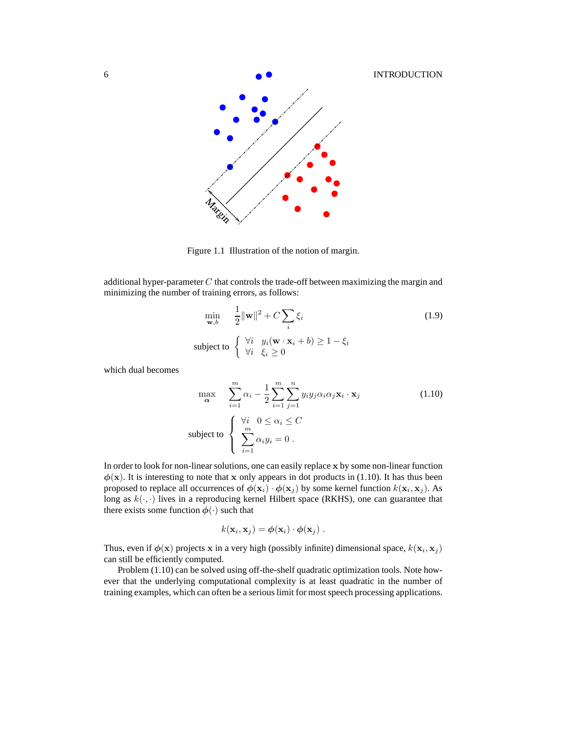Figure 1.1 Illustration of the notion of margin.

additional hyper-parameter $C$ that controls the trade-off between maximizing the margin and minimizing the number of training errors, as follows:

$$\min_{\mathbf{w},b} \quad \frac{1}{2}\|\mathbf{w}\|^2 + C\sum_i \xi_i \tag{1.9}$$

$$\text{subject to } \begin{cases} \forall i \quad y_i(\mathbf{w}\cdot\mathbf{x}_i + b) \geq 1 - \xi_i \\ \forall i \quad \xi_i \geq 0 \end{cases}$$

which dual becomes

$$\max_{\boldsymbol{\alpha}} \quad \sum_{i=1}^{m} \alpha_i - \frac{1}{2}\sum_{i=1}^{m}\sum_{j=1}^{n} y_i y_j \alpha_i \alpha_j \mathbf{x}_i \cdot \mathbf{x}_j \tag{1.10}$$

$$\text{subject to } \begin{cases} \forall i \quad 0 \leq \alpha_i \leq C \\ \displaystyle\sum_{i=1}^{m} \alpha_i y_i = 0 \ . \end{cases}$$

In order to look for non-linear solutions, one can easily replace $\mathbf{x}$ by some non-linear function $\boldsymbol{\phi}(\mathbf{x})$. It is interesting to note that $\mathbf{x}$ only appears in dot products in (1.10). It has thus been proposed to replace all occurrences of $\boldsymbol{\phi}(\mathbf{x}_i) \cdot \boldsymbol{\phi}(\mathbf{x}_j)$ by some kernel function $k(\mathbf{x}_i, \mathbf{x}_j)$. As long as $k(\cdot,\cdot)$ lives in a reproducing kernel Hilbert space (RKHS), one can guarantee that there exists some function $\boldsymbol{\phi}(\cdot)$ such that

$$k(\mathbf{x}_i, \mathbf{x}_j) = \boldsymbol{\phi}(\mathbf{x}_i) \cdot \boldsymbol{\phi}(\mathbf{x}_j) \ .$$

Thus, even if $\boldsymbol{\phi}(\mathbf{x})$ projects $\mathbf{x}$ in a very high (possibly infinite) dimensional space, $k(\mathbf{x}_i, \mathbf{x}_j)$ can still be efficiently computed.

Problem (1.10) can be solved using off-the-shelf quadratic optimization tools. Note however that the underlying computational complexity is at least quadratic in the number of training examples, which can often be a serious limit for most speech processing applications.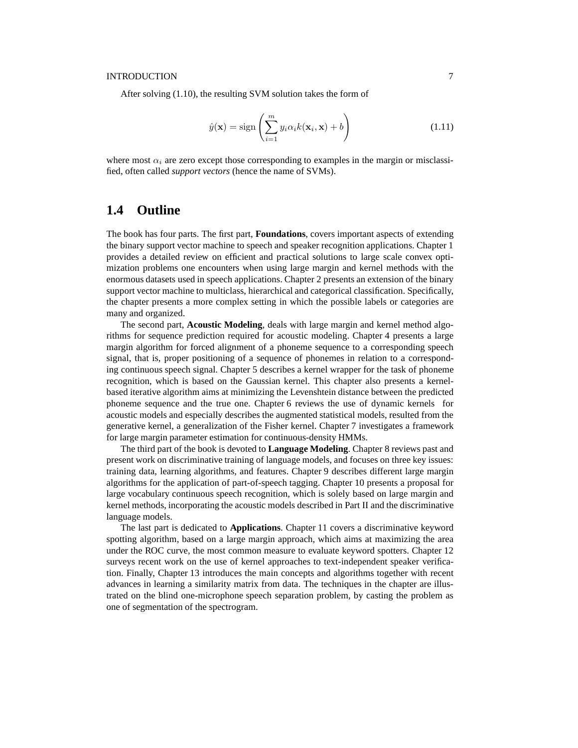After solving (1.10), the resulting SVM solution takes the form of

$$\hat{y}(\mathbf{x}) = \operatorname{sign}\left(\sum_{i=1}^{m} y_i \alpha_i k(\mathbf{x}_i, \mathbf{x}) + b\right) \tag{1.11}$$

where most $\alpha_i$ are zero except those corresponding to examples in the margin or misclassified, often called *support vectors* (hence the name of SVMs).

## 1.4 Outline

The book has four parts. The first part, **Foundations**, covers important aspects of extending the binary support vector machine to speech and speaker recognition applications. Chapter 1 provides a detailed review on efficient and practical solutions to large scale convex optimization problems one encounters when using large margin and kernel methods with the enormous datasets used in speech applications. Chapter 2 presents an extension of the binary support vector machine to multiclass, hierarchical and categorical classification. Specifically, the chapter presents a more complex setting in which the possible labels or categories are many and organized.

The second part, **Acoustic Modeling**, deals with large margin and kernel method algorithms for sequence prediction required for acoustic modeling. Chapter 4 presents a large margin algorithm for forced alignment of a phoneme sequence to a corresponding speech signal, that is, proper positioning of a sequence of phonemes in relation to a corresponding continuous speech signal. Chapter 5 describes a kernel wrapper for the task of phoneme recognition, which is based on the Gaussian kernel. This chapter also presents a kernel-based iterative algorithm aims at minimizing the Levenshtein distance between the predicted phoneme sequence and the true one. Chapter 6 reviews the use of dynamic kernels for acoustic models and especially describes the augmented statistical models, resulted from the generative kernel, a generalization of the Fisher kernel. Chapter 7 investigates a framework for large margin parameter estimation for continuous-density HMMs.

The third part of the book is devoted to **Language Modeling**. Chapter 8 reviews past and present work on discriminative training of language models, and focuses on three key issues: training data, learning algorithms, and features. Chapter 9 describes different large margin algorithms for the application of part-of-speech tagging. Chapter 10 presents a proposal for large vocabulary continuous speech recognition, which is solely based on large margin and kernel methods, incorporating the acoustic models described in Part II and the discriminative language models.

The last part is dedicated to **Applications**. Chapter 11 covers a discriminative keyword spotting algorithm, based on a large margin approach, which aims at maximizing the area under the ROC curve, the most common measure to evaluate keyword spotters. Chapter 12 surveys recent work on the use of kernel approaches to text-independent speaker verification. Finally, Chapter 13 introduces the main concepts and algorithms together with recent advances in learning a similarity matrix from data. The techniques in the chapter are illustrated on the blind one-microphone speech separation problem, by casting the problem as one of segmentation of the spectrogram.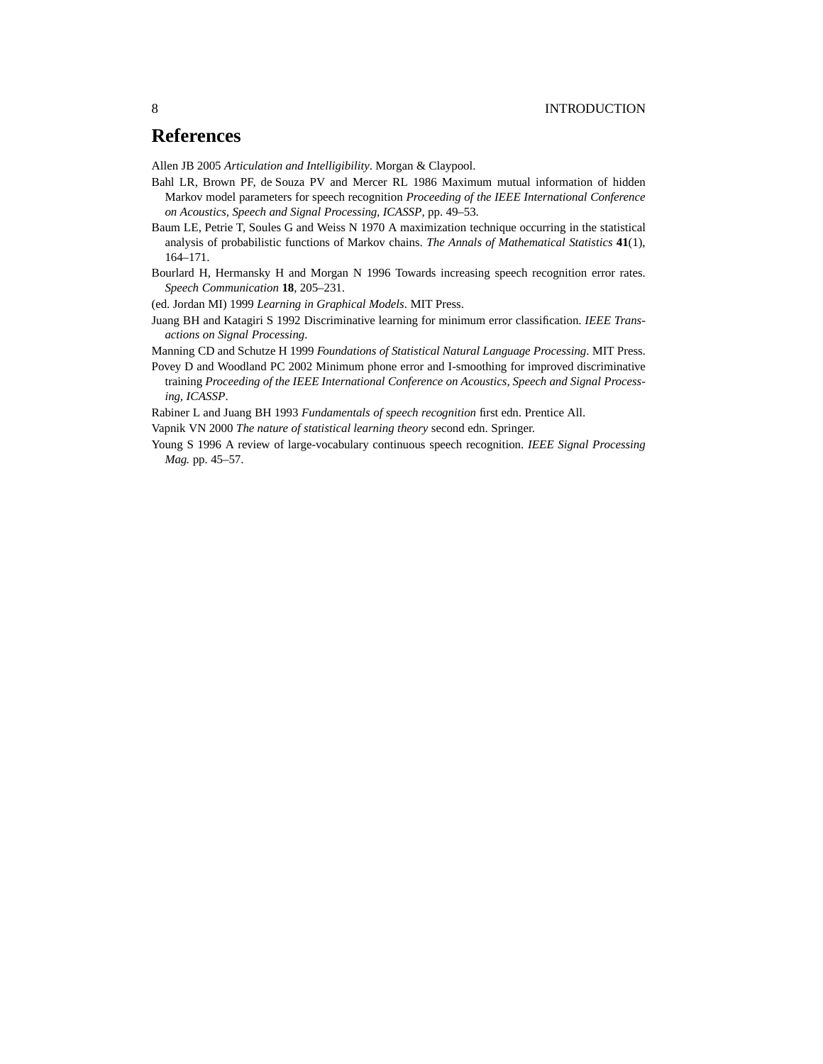# References

Allen JB 2005 *Articulation and Intelligibility*. Morgan & Claypool.

Bahl LR, Brown PF, de Souza PV and Mercer RL 1986 Maximum mutual information of hidden Markov model parameters for speech recognition *Proceeding of the IEEE International Conference on Acoustics, Speech and Signal Processing, ICASSP*, pp. 49–53.

Baum LE, Petrie T, Soules G and Weiss N 1970 A maximization technique occurring in the statistical analysis of probabilistic functions of Markov chains. *The Annals of Mathematical Statistics* **41**(1), 164–171.

Bourlard H, Hermansky H and Morgan N 1996 Towards increasing speech recognition error rates. *Speech Communication* **18**, 205–231.

(ed. Jordan MI) 1999 *Learning in Graphical Models*. MIT Press.

Juang BH and Katagiri S 1992 Discriminative learning for minimum error classification. *IEEE Transactions on Signal Processing*.

Manning CD and Schutze H 1999 *Foundations of Statistical Natural Language Processing*. MIT Press.

Povey D and Woodland PC 2002 Minimum phone error and I-smoothing for improved discriminative training *Proceeding of the IEEE International Conference on Acoustics, Speech and Signal Processing, ICASSP*.

Rabiner L and Juang BH 1993 *Fundamentals of speech recognition* first edn. Prentice All.

Vapnik VN 2000 *The nature of statistical learning theory* second edn. Springer.

Young S 1996 A review of large-vocabulary continuous speech recognition. *IEEE Signal Processing Mag.* pp. 45–57.